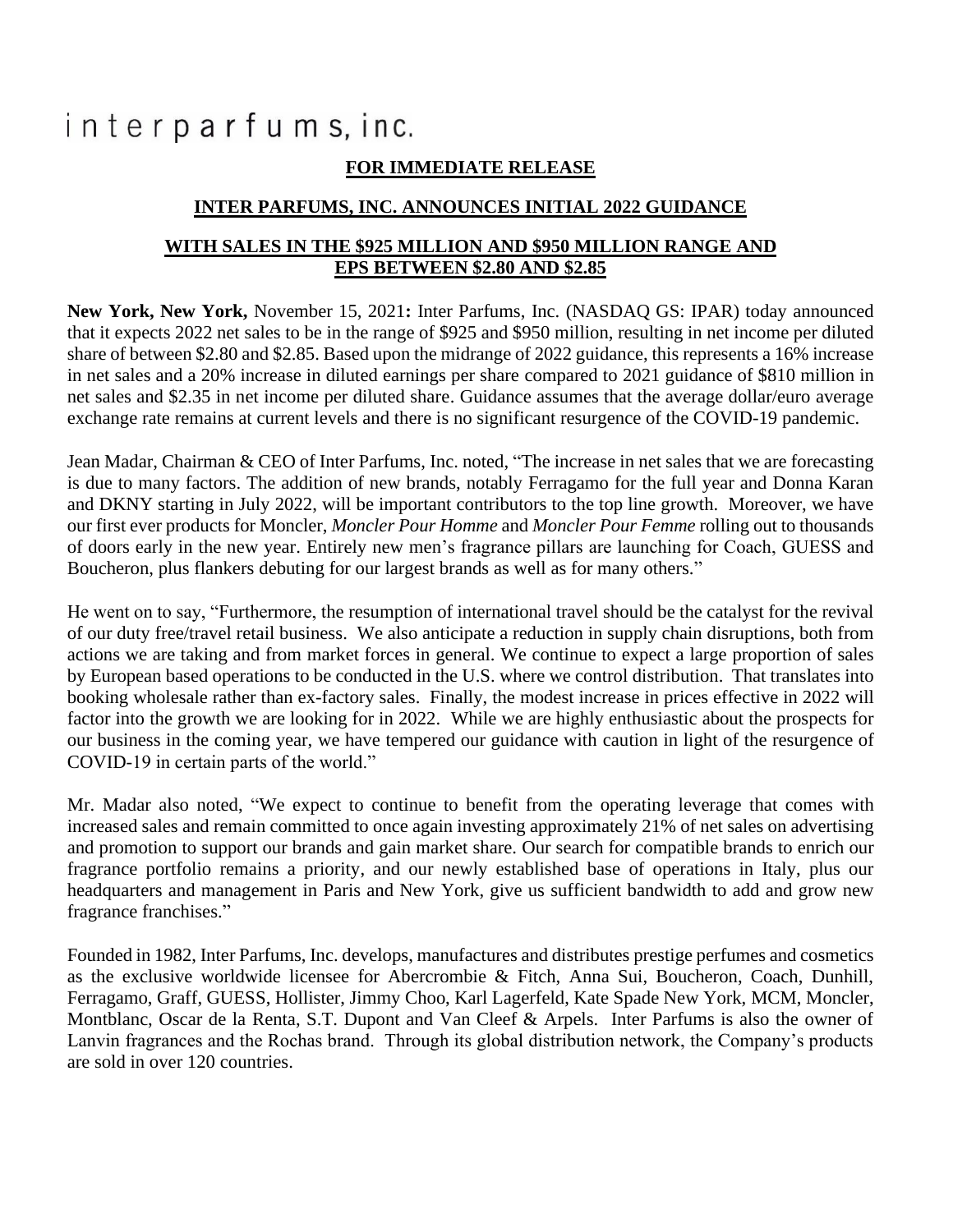interparfums, inc.

**FOR IMMEDIATE RELEASE**

# INTER PARFUMS, INC. ANNOUNCES INITIAL 2022 GUIDANCE

## WITH SALES IN THE $925 MILLION AND $950 MILLION RANGE AND EPS BETWEEN $2.80 AND $2.85

**New York, New York,** November 15, 2021**:** Inter Parfums, Inc. (NASDAQ GS: IPAR) today announced that it expects 2022 net sales to be in the range of $925 and $950 million, resulting in net income per diluted share of between $2.80 and $2.85. Based upon the midrange of 2022 guidance, this represents a 16% increase in net sales and a 20% increase in diluted earnings per share compared to 2021 guidance of $810 million in net sales and $2.35 in net income per diluted share. Guidance assumes that the average dollar/euro average exchange rate remains at current levels and there is no significant resurgence of the COVID-19 pandemic.

Jean Madar, Chairman & CEO of Inter Parfums, Inc. noted, "The increase in net sales that we are forecasting is due to many factors. The addition of new brands, notably Ferragamo for the full year and Donna Karan and DKNY starting in July 2022, will be important contributors to the top line growth. Moreover, we have our first ever products for Moncler, *Moncler Pour Homme* and *Moncler Pour Femme* rolling out to thousands of doors early in the new year. Entirely new men's fragrance pillars are launching for Coach, GUESS and Boucheron, plus flankers debuting for our largest brands as well as for many others."

He went on to say, "Furthermore, the resumption of international travel should be the catalyst for the revival of our duty free/travel retail business. We also anticipate a reduction in supply chain disruptions, both from actions we are taking and from market forces in general. We continue to expect a large proportion of sales by European based operations to be conducted in the U.S. where we control distribution. That translates into booking wholesale rather than ex-factory sales. Finally, the modest increase in prices effective in 2022 will factor into the growth we are looking for in 2022. While we are highly enthusiastic about the prospects for our business in the coming year, we have tempered our guidance with caution in light of the resurgence of COVID-19 in certain parts of the world."

Mr. Madar also noted, "We expect to continue to benefit from the operating leverage that comes with increased sales and remain committed to once again investing approximately 21% of net sales on advertising and promotion to support our brands and gain market share. Our search for compatible brands to enrich our fragrance portfolio remains a priority, and our newly established base of operations in Italy, plus our headquarters and management in Paris and New York, give us sufficient bandwidth to add and grow new fragrance franchises."

Founded in 1982, Inter Parfums, Inc. develops, manufactures and distributes prestige perfumes and cosmetics as the exclusive worldwide licensee for Abercrombie & Fitch, Anna Sui, Boucheron, Coach, Dunhill, Ferragamo, Graff, GUESS, Hollister, Jimmy Choo, Karl Lagerfeld, Kate Spade New York, MCM, Moncler, Montblanc, Oscar de la Renta, S.T. Dupont and Van Cleef & Arpels. Inter Parfums is also the owner of Lanvin fragrances and the Rochas brand. Through its global distribution network, the Company's products are sold in over 120 countries.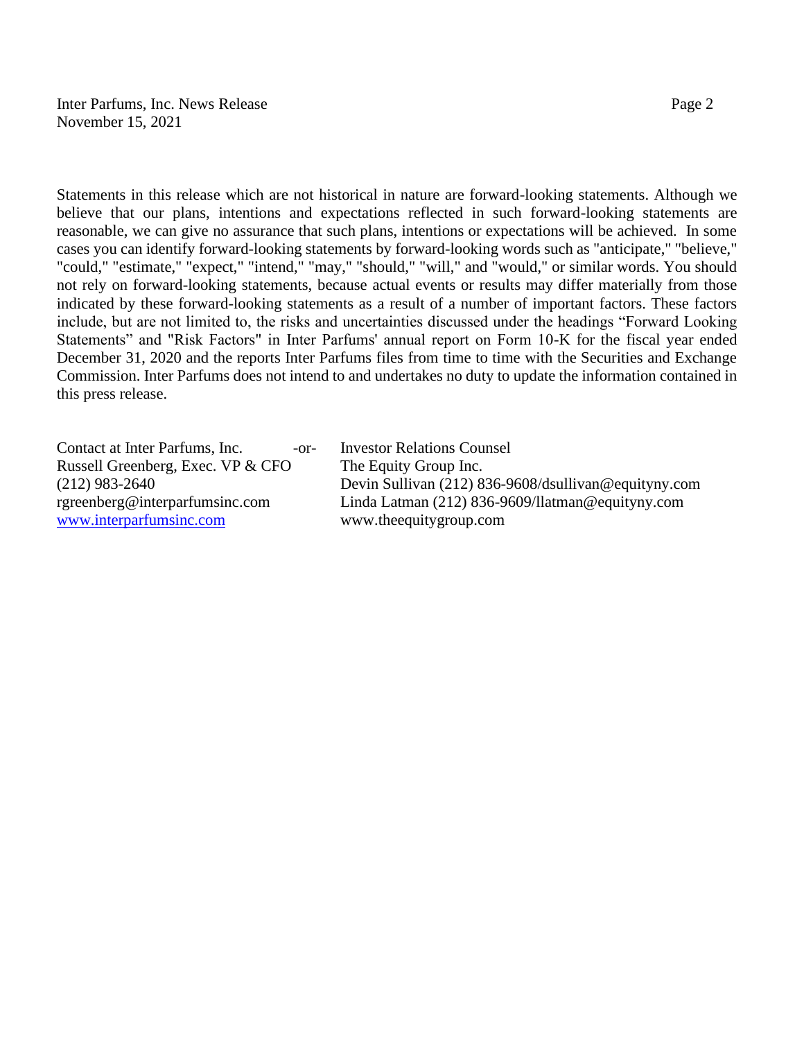Statements in this release which are not historical in nature are forward-looking statements. Although we believe that our plans, intentions and expectations reflected in such forward-looking statements are reasonable, we can give no assurance that such plans, intentions or expectations will be achieved. In some cases you can identify forward-looking statements by forward-looking words such as "anticipate," "believe," "could," "estimate," "expect," "intend," "may," "should," "will," and "would," or similar words. You should not rely on forward-looking statements, because actual events or results may differ materially from those indicated by these forward-looking statements as a result of a number of important factors. These factors include, but are not limited to, the risks and uncertainties discussed under the headings "Forward Looking Statements" and "Risk Factors" in Inter Parfums' annual report on Form 10-K for the fiscal year ended December 31, 2020 and the reports Inter Parfums files from time to time with the Securities and Exchange Commission. Inter Parfums does not intend to and undertakes no duty to update the information contained in this press release.

Contact at Inter Parfums, Inc.
Russell Greenberg, Exec. VP & CFO
(212) 983-2640
rgreenberg@interparfumsinc.com
www.interparfumsinc.com

-or-

Investor Relations Counsel
The Equity Group Inc.
Devin Sullivan (212) 836-9608/dsullivan@equityny.com
Linda Latman (212) 836-9609/llatman@equityny.com
www.theequitygroup.com